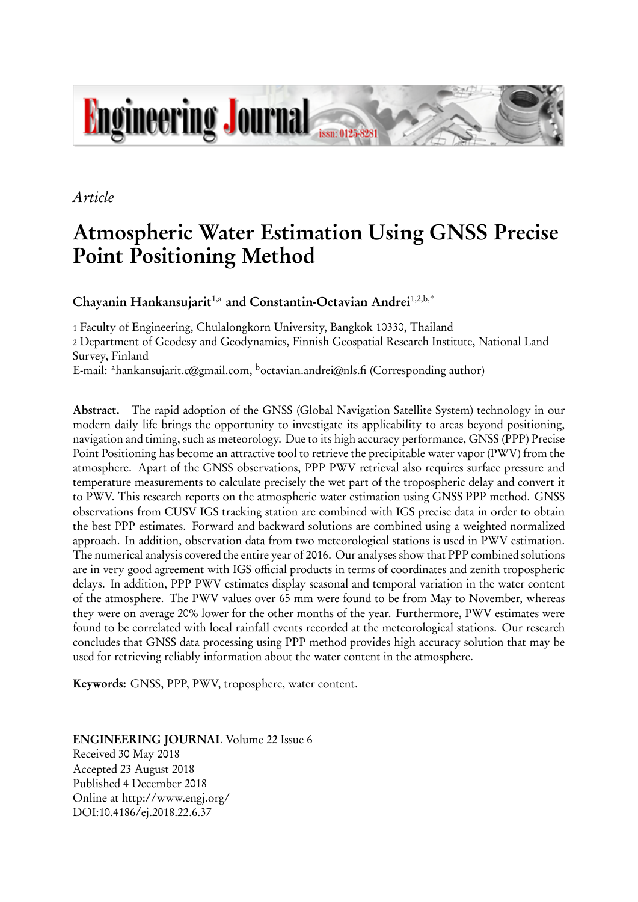*Article*

# Atmospheric Water Estimation Using GNSS Precise Point Positioning Method

**Chayanin Hankansujarit**[1,a] **and Constantin-Octavian Andrei**[1,2,b,*]

1 Faculty of Engineering, Chulalongkorn University, Bangkok 10330, Thailand
2 Department of Geodesy and Geodynamics, Finnish Geospatial Research Institute, National Land Survey, Finland
E-mail: [a]hankansujarit.c@gmail.com, [b]octavian.andrei@nls.fi (Corresponding author)

**Abstract.** The rapid adoption of the GNSS (Global Navigation Satellite System) technology in our modern daily life brings the opportunity to investigate its applicability to areas beyond positioning, navigation and timing, such as meteorology. Due to its high accuracy performance, GNSS (PPP) Precise Point Positioning has become an attractive tool to retrieve the precipitable water vapor (PWV) from the atmosphere. Apart of the GNSS observations, PPP PWV retrieval also requires surface pressure and temperature measurements to calculate precisely the wet part of the tropospheric delay and convert it to PWV. This research reports on the atmospheric water estimation using GNSS PPP method. GNSS observations from CUSV IGS tracking station are combined with IGS precise data in order to obtain the best PPP estimates. Forward and backward solutions are combined using a weighted normalized approach. In addition, observation data from two meteorological stations is used in PWV estimation. The numerical analysis covered the entire year of 2016. Our analyses show that PPP combined solutions are in very good agreement with IGS official products in terms of coordinates and zenith tropospheric delays. In addition, PPP PWV estimates display seasonal and temporal variation in the water content of the atmosphere. The PWV values over 65 mm were found to be from May to November, whereas they were on average 20% lower for the other months of the year. Furthermore, PWV estimates were found to be correlated with local rainfall events recorded at the meteorological stations. Our research concludes that GNSS data processing using PPP method provides high accuracy solution that may be used for retrieving reliably information about the water content in the atmosphere.

**Keywords:** GNSS, PPP, PWV, troposphere, water content.

**ENGINEERING JOURNAL** Volume 22 Issue 6
Received 30 May 2018
Accepted 23 August 2018
Published 4 December 2018
Online at http://www.engj.org/
DOI:10.4186/ej.2018.22.6.37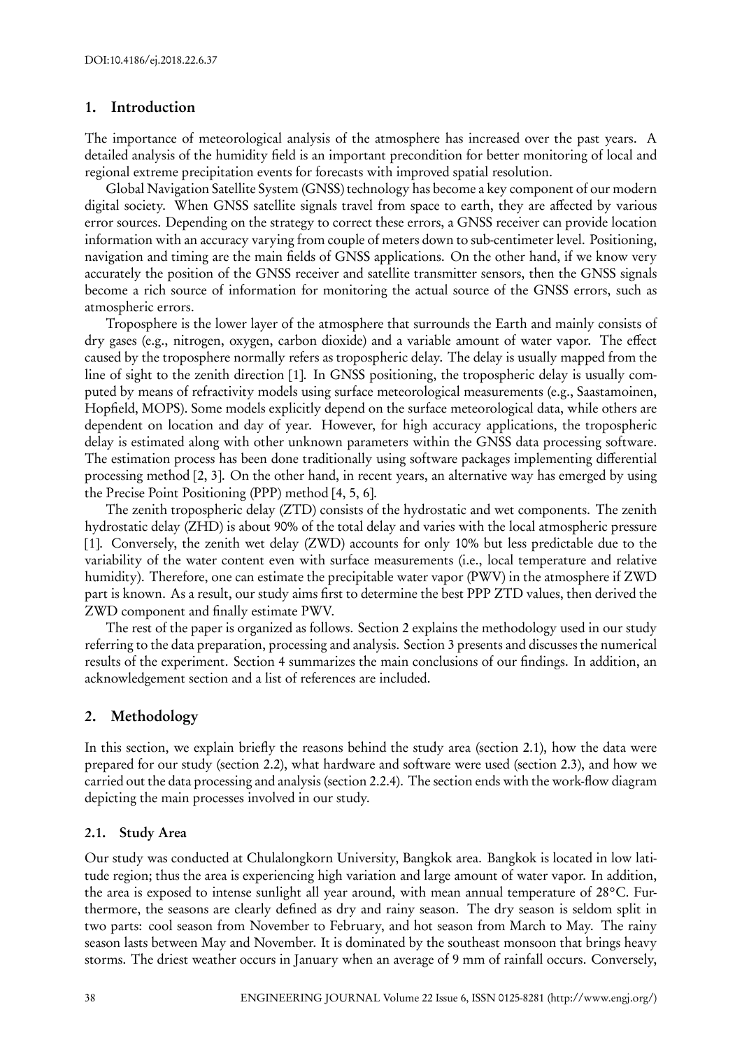## 1. Introduction

The importance of meteorological analysis of the atmosphere has increased over the past years. A detailed analysis of the humidity field is an important precondition for better monitoring of local and regional extreme precipitation events for forecasts with improved spatial resolution.

Global Navigation Satellite System (GNSS) technology has become a key component of our modern digital society. When GNSS satellite signals travel from space to earth, they are affected by various error sources. Depending on the strategy to correct these errors, a GNSS receiver can provide location information with an accuracy varying from couple of meters down to sub-centimeter level. Positioning, navigation and timing are the main fields of GNSS applications. On the other hand, if we know very accurately the position of the GNSS receiver and satellite transmitter sensors, then the GNSS signals become a rich source of information for monitoring the actual source of the GNSS errors, such as atmospheric errors.

Troposphere is the lower layer of the atmosphere that surrounds the Earth and mainly consists of dry gases (e.g., nitrogen, oxygen, carbon dioxide) and a variable amount of water vapor. The effect caused by the troposphere normally refers as tropospheric delay. The delay is usually mapped from the line of sight to the zenith direction [1]. In GNSS positioning, the tropospheric delay is usually computed by means of refractivity models using surface meteorological measurements (e.g., Saastamoinen, Hopfield, MOPS). Some models explicitly depend on the surface meteorological data, while others are dependent on location and day of year. However, for high accuracy applications, the tropospheric delay is estimated along with other unknown parameters within the GNSS data processing software. The estimation process has been done traditionally using software packages implementing differential processing method [2, 3]. On the other hand, in recent years, an alternative way has emerged by using the Precise Point Positioning (PPP) method [4, 5, 6].

The zenith tropospheric delay (ZTD) consists of the hydrostatic and wet components. The zenith hydrostatic delay (ZHD) is about 90% of the total delay and varies with the local atmospheric pressure [1]. Conversely, the zenith wet delay (ZWD) accounts for only 10% but less predictable due to the variability of the water content even with surface measurements (i.e., local temperature and relative humidity). Therefore, one can estimate the precipitable water vapor (PWV) in the atmosphere if ZWD part is known. As a result, our study aims first to determine the best PPP ZTD values, then derived the ZWD component and finally estimate PWV.

The rest of the paper is organized as follows. Section 2 explains the methodology used in our study referring to the data preparation, processing and analysis. Section 3 presents and discusses the numerical results of the experiment. Section 4 summarizes the main conclusions of our findings. In addition, an acknowledgement section and a list of references are included.

## 2. Methodology

In this section, we explain briefly the reasons behind the study area (section 2.1), how the data were prepared for our study (section 2.2), what hardware and software were used (section 2.3), and how we carried out the data processing and analysis (section 2.2.4). The section ends with the work-flow diagram depicting the main processes involved in our study.

### 2.1. Study Area

Our study was conducted at Chulalongkorn University, Bangkok area. Bangkok is located in low latitude region; thus the area is experiencing high variation and large amount of water vapor. In addition, the area is exposed to intense sunlight all year around, with mean annual temperature of 28°C. Furthermore, the seasons are clearly defined as dry and rainy season. The dry season is seldom split in two parts: cool season from November to February, and hot season from March to May. The rainy season lasts between May and November. It is dominated by the southeast monsoon that brings heavy storms. The driest weather occurs in January when an average of 9 mm of rainfall occurs. Conversely,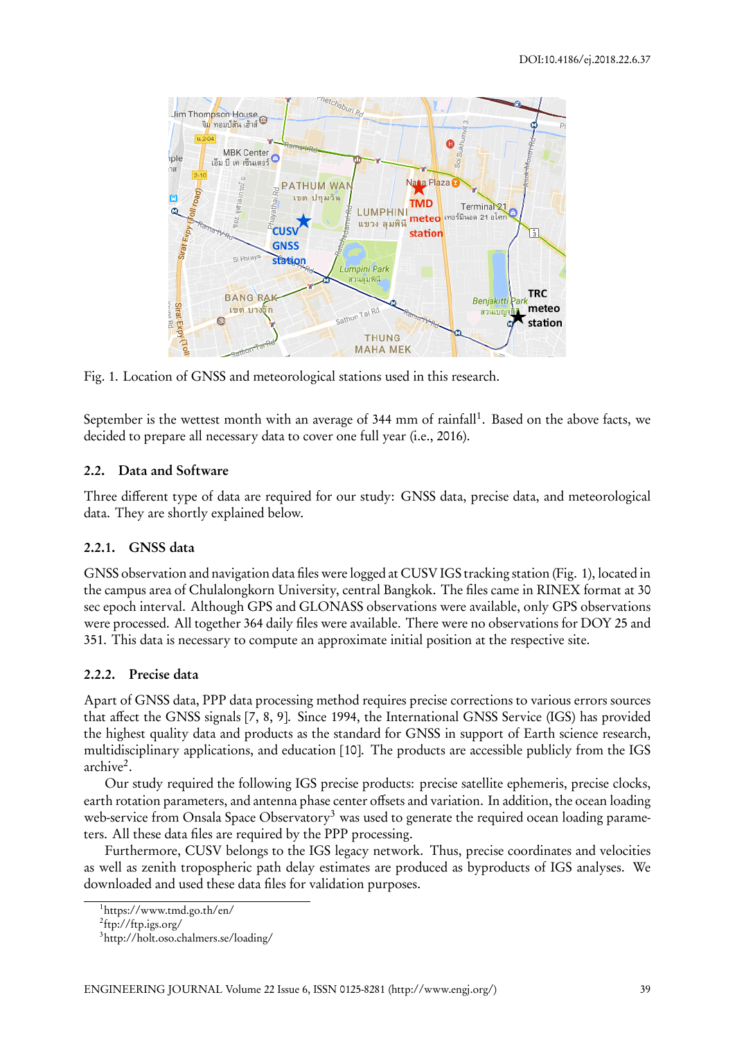Fig. 1. Location of GNSS and meteorological stations used in this research.

September is the wettest month with an average of 344 mm of rainfall[1]. Based on the above facts, we decided to prepare all necessary data to cover one full year (i.e., 2016).

## 2.2. Data and Software

Three different type of data are required for our study: GNSS data, precise data, and meteorological data. They are shortly explained below.

### 2.2.1. GNSS data

GNSS observation and navigation data files were logged at CUSV IGS tracking station (Fig. 1), located in the campus area of Chulalongkorn University, central Bangkok. The files came in RINEX format at 30 sec epoch interval. Although GPS and GLONASS observations were available, only GPS observations were processed. All together 364 daily files were available. There were no observations for DOY 25 and 351. This data is necessary to compute an approximate initial position at the respective site.

### 2.2.2. Precise data

Apart of GNSS data, PPP data processing method requires precise corrections to various errors sources that affect the GNSS signals [7, 8, 9]. Since 1994, the International GNSS Service (IGS) has provided the highest quality data and products as the standard for GNSS in support of Earth science research, multidisciplinary applications, and education [10]. The products are accessible publicly from the IGS archive[2].

Our study required the following IGS precise products: precise satellite ephemeris, precise clocks, earth rotation parameters, and antenna phase center offsets and variation. In addition, the ocean loading web-service from Onsala Space Observatory[3] was used to generate the required ocean loading parameters. All these data files are required by the PPP processing.

Furthermore, CUSV belongs to the IGS legacy network. Thus, precise coordinates and velocities as well as zenith tropospheric path delay estimates are produced as byproducts of IGS analyses. We downloaded and used these data files for validation purposes.

---

[1] https://www.tmd.go.th/en/

[2] ftp://ftp.igs.org/

[3] http://holt.oso.chalmers.se/loading/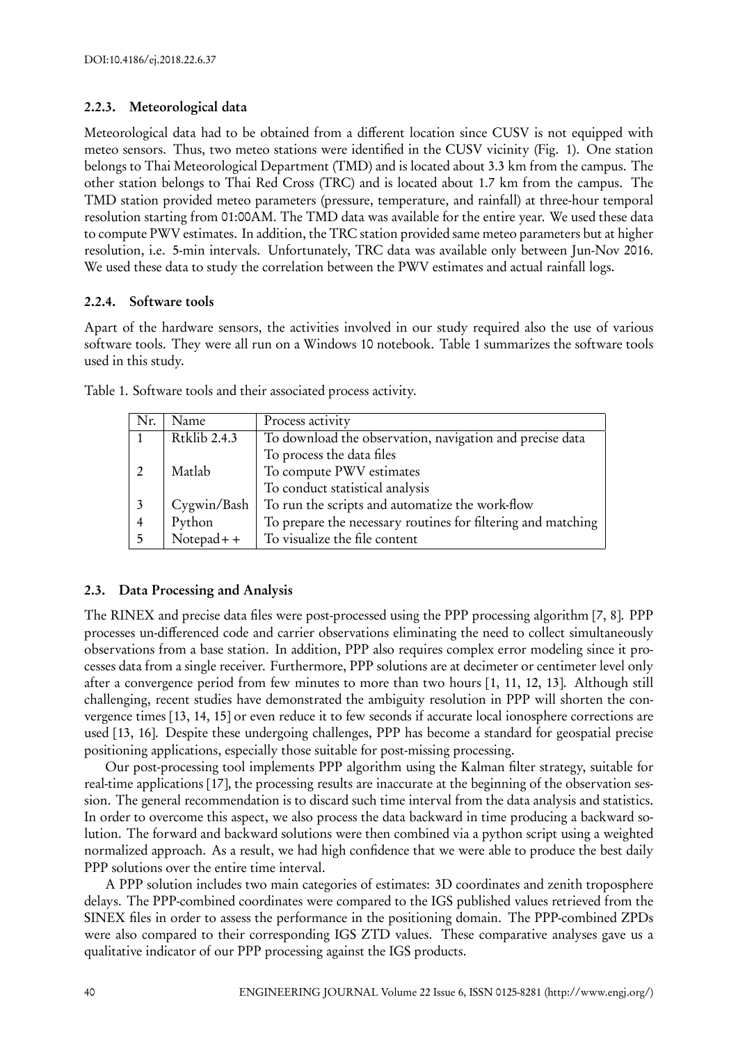### 2.2.3. Meteorological data

Meteorological data had to be obtained from a different location since CUSV is not equipped with meteo sensors. Thus, two meteo stations were identified in the CUSV vicinity (Fig. 1). One station belongs to Thai Meteorological Department (TMD) and is located about 3.3 km from the campus. The other station belongs to Thai Red Cross (TRC) and is located about 1.7 km from the campus. The TMD station provided meteo parameters (pressure, temperature, and rainfall) at three-hour temporal resolution starting from 01:00AM. The TMD data was available for the entire year. We used these data to compute PWV estimates. In addition, the TRC station provided same meteo parameters but at higher resolution, i.e. 5-min intervals. Unfortunately, TRC data was available only between Jun-Nov 2016. We used these data to study the correlation between the PWV estimates and actual rainfall logs.

### 2.2.4. Software tools

Apart of the hardware sensors, the activities involved in our study required also the use of various software tools. They were all run on a Windows 10 notebook. Table 1 summarizes the software tools used in this study.

Table 1. Software tools and their associated process activity.

| Nr. | Name | Process activity |
|---|---|---|
| 1 | Rtklib 2.4.3 | To download the observation, navigation and precise data |
| | | To process the data files |
| 2 | Matlab | To compute PWV estimates |
| | | To conduct statistical analysis |
| 3 | Cygwin/Bash | To run the scripts and automatize the work-flow |
| 4 | Python | To prepare the necessary routines for filtering and matching |
| 5 | Notepad++ | To visualize the file content |

## 2.3. Data Processing and Analysis

The RINEX and precise data files were post-processed using the PPP processing algorithm [7, 8]. PPP processes un-differenced code and carrier observations eliminating the need to collect simultaneously observations from a base station. In addition, PPP also requires complex error modeling since it processes data from a single receiver. Furthermore, PPP solutions are at decimeter or centimeter level only after a convergence period from few minutes to more than two hours [1, 11, 12, 13]. Although still challenging, recent studies have demonstrated the ambiguity resolution in PPP will shorten the convergence times [13, 14, 15] or even reduce it to few seconds if accurate local ionosphere corrections are used [13, 16]. Despite these undergoing challenges, PPP has become a standard for geospatial precise positioning applications, especially those suitable for post-missing processing.

Our post-processing tool implements PPP algorithm using the Kalman filter strategy, suitable for real-time applications [17], the processing results are inaccurate at the beginning of the observation session. The general recommendation is to discard such time interval from the data analysis and statistics. In order to overcome this aspect, we also process the data backward in time producing a backward solution. The forward and backward solutions were then combined via a python script using a weighted normalized approach. As a result, we had high confidence that we were able to produce the best daily PPP solutions over the entire time interval.

A PPP solution includes two main categories of estimates: 3D coordinates and zenith troposphere delays. The PPP-combined coordinates were compared to the IGS published values retrieved from the SINEX files in order to assess the performance in the positioning domain. The PPP-combined ZPDs were also compared to their corresponding IGS ZTD values. These comparative analyses gave us a qualitative indicator of our PPP processing against the IGS products.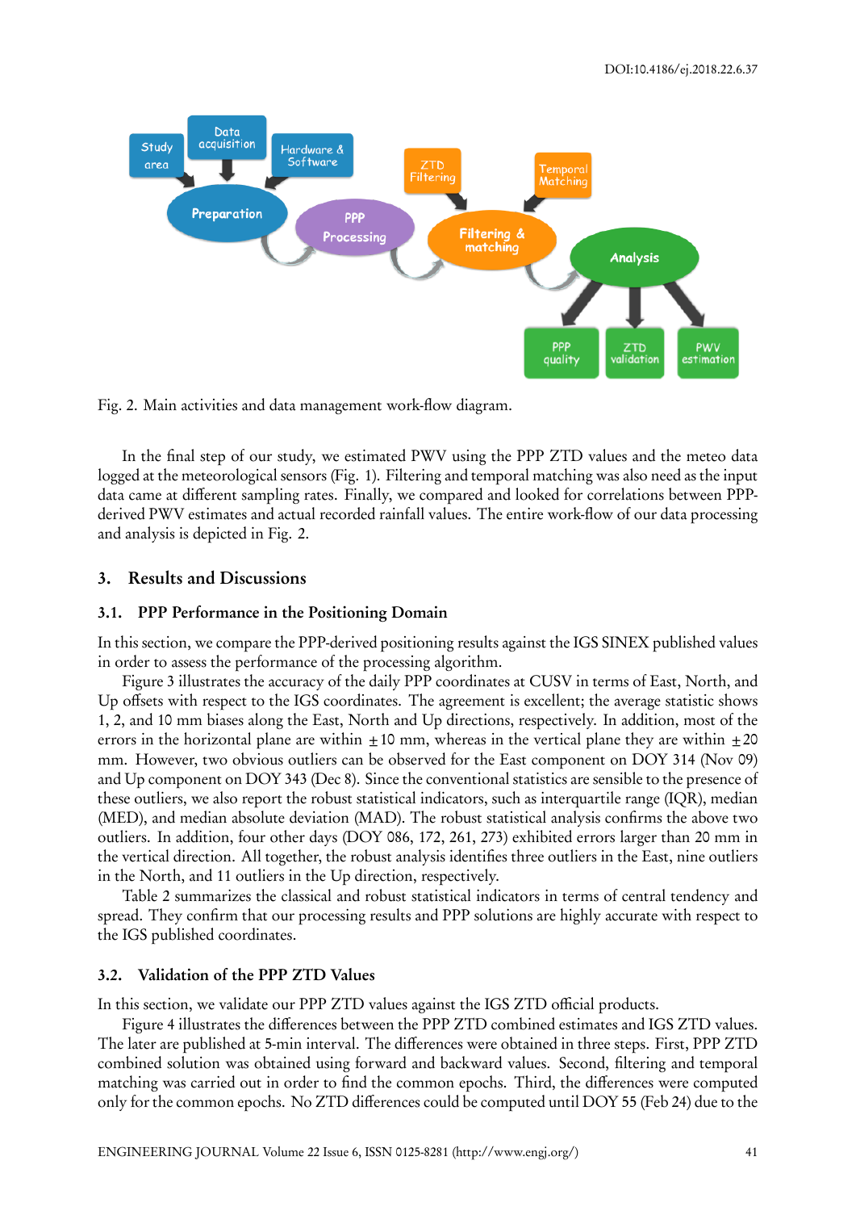Fig. 2. Main activities and data management work-flow diagram.

In the final step of our study, we estimated PWV using the PPP ZTD values and the meteo data logged at the meteorological sensors (Fig. 1). Filtering and temporal matching was also need as the input data came at different sampling rates. Finally, we compared and looked for correlations between PPP-derived PWV estimates and actual recorded rainfall values. The entire work-flow of our data processing and analysis is depicted in Fig. 2.

## 3. Results and Discussions

### 3.1. PPP Performance in the Positioning Domain

In this section, we compare the PPP-derived positioning results against the IGS SINEX published values in order to assess the performance of the processing algorithm.

Figure 3 illustrates the accuracy of the daily PPP coordinates at CUSV in terms of East, North, and Up offsets with respect to the IGS coordinates. The agreement is excellent; the average statistic shows 1, 2, and 10 mm biases along the East, North and Up directions, respectively. In addition, most of the errors in the horizontal plane are within $\pm 10$ mm, whereas in the vertical plane they are within $\pm 20$ mm. However, two obvious outliers can be observed for the East component on DOY 314 (Nov 09) and Up component on DOY 343 (Dec 8). Since the conventional statistics are sensible to the presence of these outliers, we also report the robust statistical indicators, such as interquartile range (IQR), median (MED), and median absolute deviation (MAD). The robust statistical analysis confirms the above two outliers. In addition, four other days (DOY 086, 172, 261, 273) exhibited errors larger than 20 mm in the vertical direction. All together, the robust analysis identifies three outliers in the East, nine outliers in the North, and 11 outliers in the Up direction, respectively.

Table 2 summarizes the classical and robust statistical indicators in terms of central tendency and spread. They confirm that our processing results and PPP solutions are highly accurate with respect to the IGS published coordinates.

### 3.2. Validation of the PPP ZTD Values

In this section, we validate our PPP ZTD values against the IGS ZTD official products.

Figure 4 illustrates the differences between the PPP ZTD combined estimates and IGS ZTD values. The later are published at 5-min interval. The differences were obtained in three steps. First, PPP ZTD combined solution was obtained using forward and backward values. Second, filtering and temporal matching was carried out in order to find the common epochs. Third, the differences were computed only for the common epochs. No ZTD differences could be computed until DOY 55 (Feb 24) due to the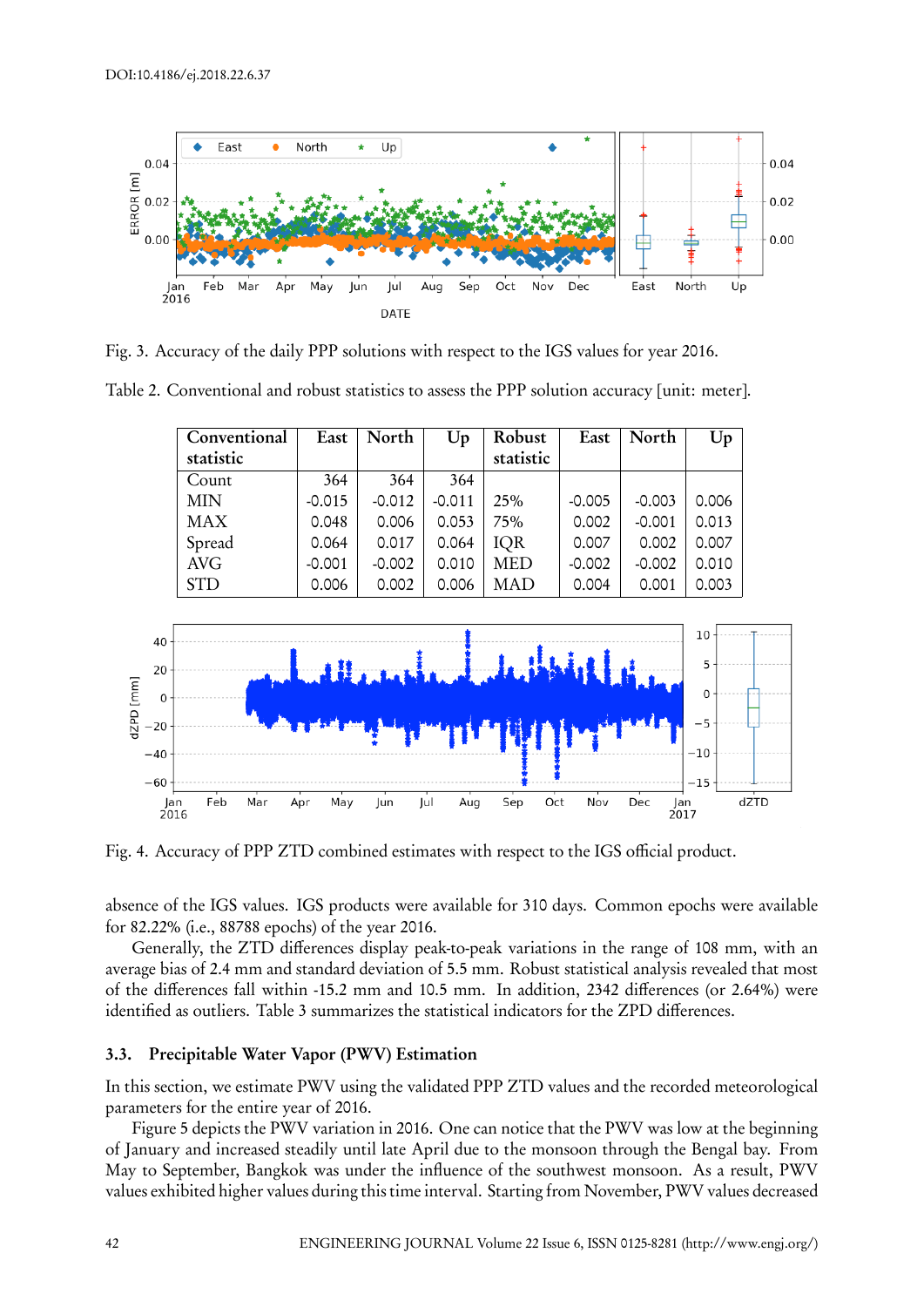Fig. 3. Accuracy of the daily PPP solutions with respect to the IGS values for year 2016.

Table 2. Conventional and robust statistics to assess the PPP solution accuracy [unit: meter].

| Conventional statistic | East | North | Up | Robust statistic | East | North | Up |
|---|---|---|---|---|---|---|---|
| Count | 364 | 364 | 364 | | | | |
| MIN | -0.015 | -0.012 | -0.011 | 25% | -0.005 | -0.003 | 0.006 |
| MAX | 0.048 | 0.006 | 0.053 | 75% | 0.002 | -0.001 | 0.013 |
| Spread | 0.064 | 0.017 | 0.064 | IQR | 0.007 | 0.002 | 0.007 |
| AVG | -0.001 | -0.002 | 0.010 | MED | -0.002 | -0.002 | 0.010 |
| STD | 0.006 | 0.002 | 0.006 | MAD | 0.004 | 0.001 | 0.003 |

Fig. 4. Accuracy of PPP ZTD combined estimates with respect to the IGS official product.

absence of the IGS values. IGS products were available for 310 days. Common epochs were available for 82.22% (i.e., 88788 epochs) of the year 2016.

Generally, the ZTD differences display peak-to-peak variations in the range of 108 mm, with an average bias of 2.4 mm and standard deviation of 5.5 mm. Robust statistical analysis revealed that most of the differences fall within -15.2 mm and 10.5 mm. In addition, 2342 differences (or 2.64%) were identified as outliers. Table 3 summarizes the statistical indicators for the ZPD differences.

### 3.3. Precipitable Water Vapor (PWV) Estimation

In this section, we estimate PWV using the validated PPP ZTD values and the recorded meteorological parameters for the entire year of 2016.

Figure 5 depicts the PWV variation in 2016. One can notice that the PWV was low at the beginning of January and increased steadily until late April due to the monsoon through the Bengal bay. From May to September, Bangkok was under the influence of the southwest monsoon. As a result, PWV values exhibited higher values during this time interval. Starting from November, PWV values decreased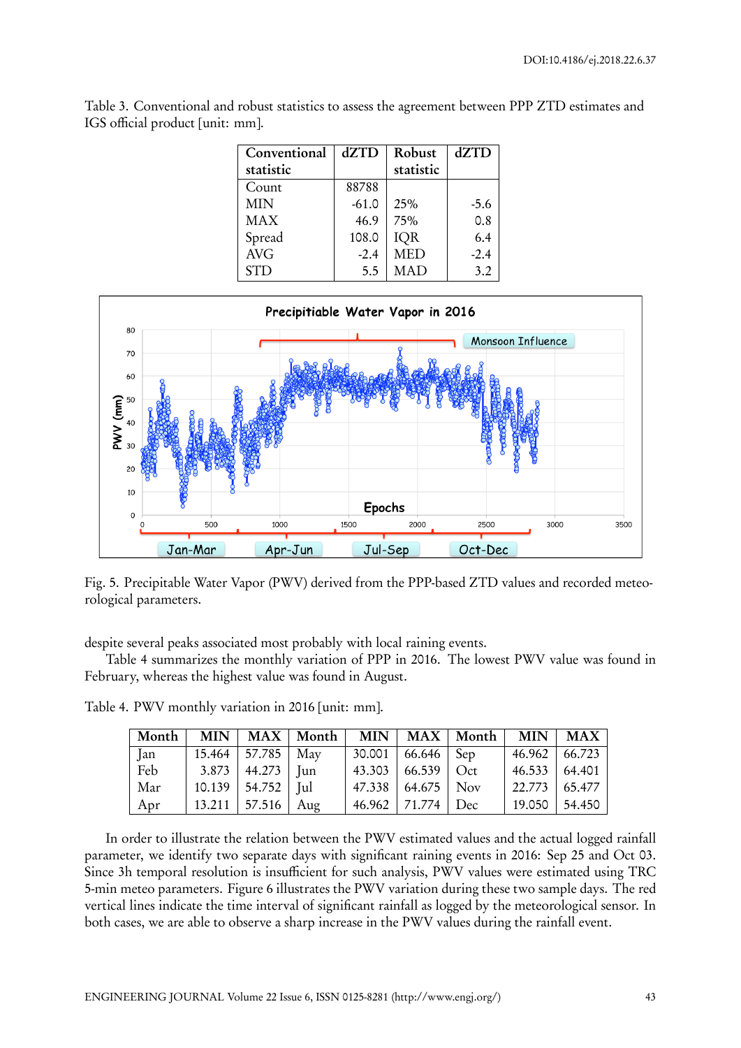Table 3. Conventional and robust statistics to assess the agreement between PPP ZTD estimates and IGS official product [unit: mm].

| Conventional statistic | dZTD | Robust statistic | dZTD |
|---|---|---|---|
| Count | 88788 | | |
| MIN | -61.0 | 25% | -5.6 |
| MAX | 46.9 | 75% | 0.8 |
| Spread | 108.0 | IQR | 6.4 |
| AVG | -2.4 | MED | -2.4 |
| STD | 5.5 | MAD | 3.2 |

Fig. 5. Precipitable Water Vapor (PWV) derived from the PPP-based ZTD values and recorded meteorological parameters.

despite several peaks associated most probably with local raining events.

Table 4 summarizes the monthly variation of PPP in 2016. The lowest PWV value was found in February, whereas the highest value was found in August.

Table 4. PWV monthly variation in 2016 [unit: mm].

| Month | MIN | MAX | Month | MIN | MAX | Month | MIN | MAX |
|---|---|---|---|---|---|---|---|---|
| Jan | 15.464 | 57.785 | May | 30.001 | 66.646 | Sep | 46.962 | 66.723 |
| Feb | 3.873 | 44.273 | Jun | 43.303 | 66.539 | Oct | 46.533 | 64.401 |
| Mar | 10.139 | 54.752 | Jul | 47.338 | 64.675 | Nov | 22.773 | 65.477 |
| Apr | 13.211 | 57.516 | Aug | 46.962 | 71.774 | Dec | 19.050 | 54.450 |

In order to illustrate the relation between the PWV estimated values and the actual logged rainfall parameter, we identify two separate days with significant raining events in 2016: Sep 25 and Oct 03. Since 3h temporal resolution is insufficient for such analysis, PWV values were estimated using TRC 5-min meteo parameters. Figure 6 illustrates the PWV variation during these two sample days. The red vertical lines indicate the time interval of significant rainfall as logged by the meteorological sensor. In both cases, we are able to observe a sharp increase in the PWV values during the rainfall event.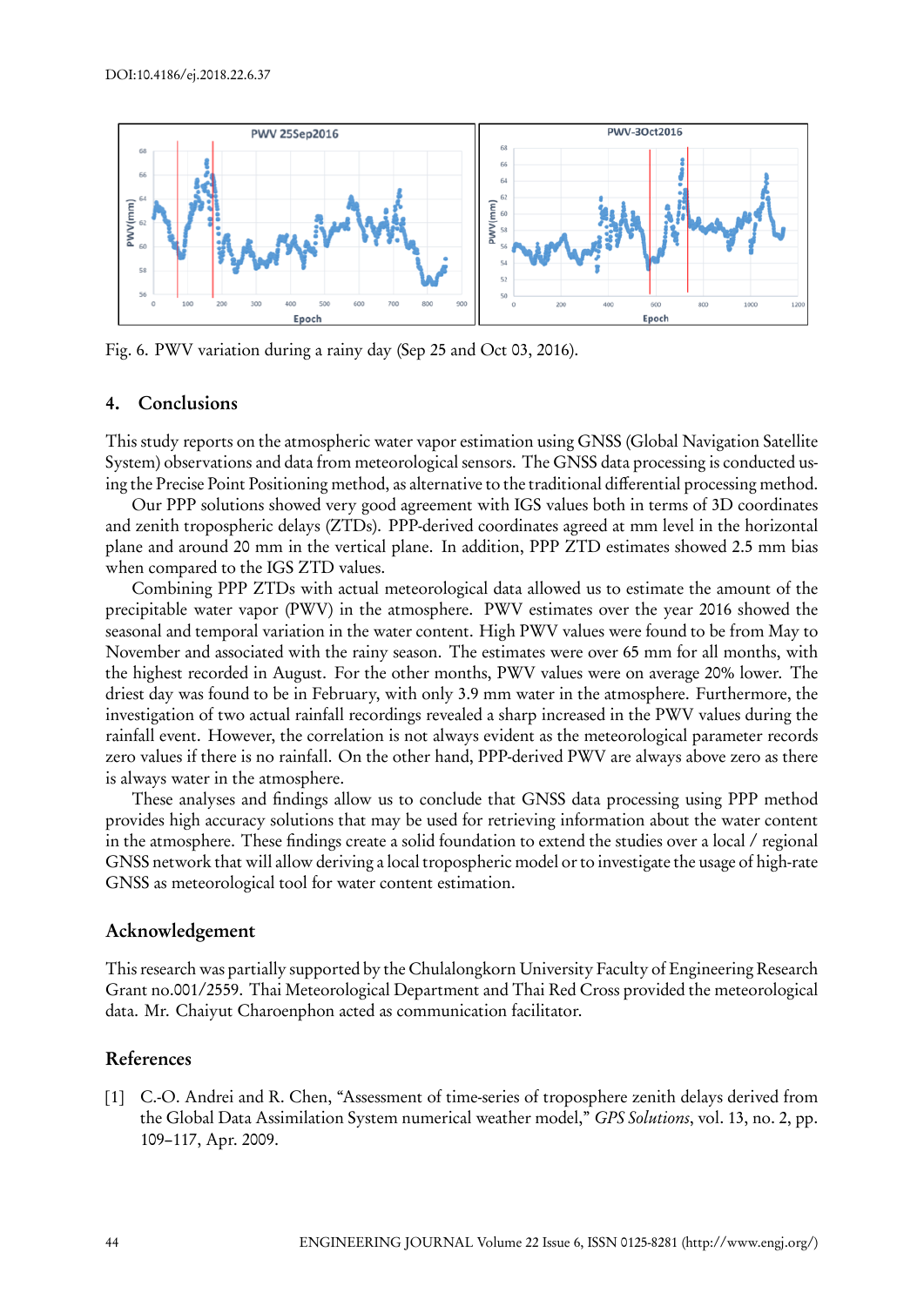Fig. 6. PWV variation during a rainy day (Sep 25 and Oct 03, 2016).

## 4. Conclusions

This study reports on the atmospheric water vapor estimation using GNSS (Global Navigation Satellite System) observations and data from meteorological sensors. The GNSS data processing is conducted using the Precise Point Positioning method, as alternative to the traditional differential processing method.

Our PPP solutions showed very good agreement with IGS values both in terms of 3D coordinates and zenith tropospheric delays (ZTDs). PPP-derived coordinates agreed at mm level in the horizontal plane and around 20 mm in the vertical plane. In addition, PPP ZTD estimates showed 2.5 mm bias when compared to the IGS ZTD values.

Combining PPP ZTDs with actual meteorological data allowed us to estimate the amount of the precipitable water vapor (PWV) in the atmosphere. PWV estimates over the year 2016 showed the seasonal and temporal variation in the water content. High PWV values were found to be from May to November and associated with the rainy season. The estimates were over 65 mm for all months, with the highest recorded in August. For the other months, PWV values were on average 20% lower. The driest day was found to be in February, with only 3.9 mm water in the atmosphere. Furthermore, the investigation of two actual rainfall recordings revealed a sharp increased in the PWV values during the rainfall event. However, the correlation is not always evident as the meteorological parameter records zero values if there is no rainfall. On the other hand, PPP-derived PWV are always above zero as there is always water in the atmosphere.

These analyses and findings allow us to conclude that GNSS data processing using PPP method provides high accuracy solutions that may be used for retrieving information about the water content in the atmosphere. These findings create a solid foundation to extend the studies over a local / regional GNSS network that will allow deriving a local tropospheric model or to investigate the usage of high-rate GNSS as meteorological tool for water content estimation.

## Acknowledgement

This research was partially supported by the Chulalongkorn University Faculty of Engineering Research Grant no.001/2559. Thai Meteorological Department and Thai Red Cross provided the meteorological data. Mr. Chaiyut Charoenphon acted as communication facilitator.

## References

[1] C.-O. Andrei and R. Chen, "Assessment of time-series of troposphere zenith delays derived from the Global Data Assimilation System numerical weather model," *GPS Solutions*, vol. 13, no. 2, pp. 109–117, Apr. 2009.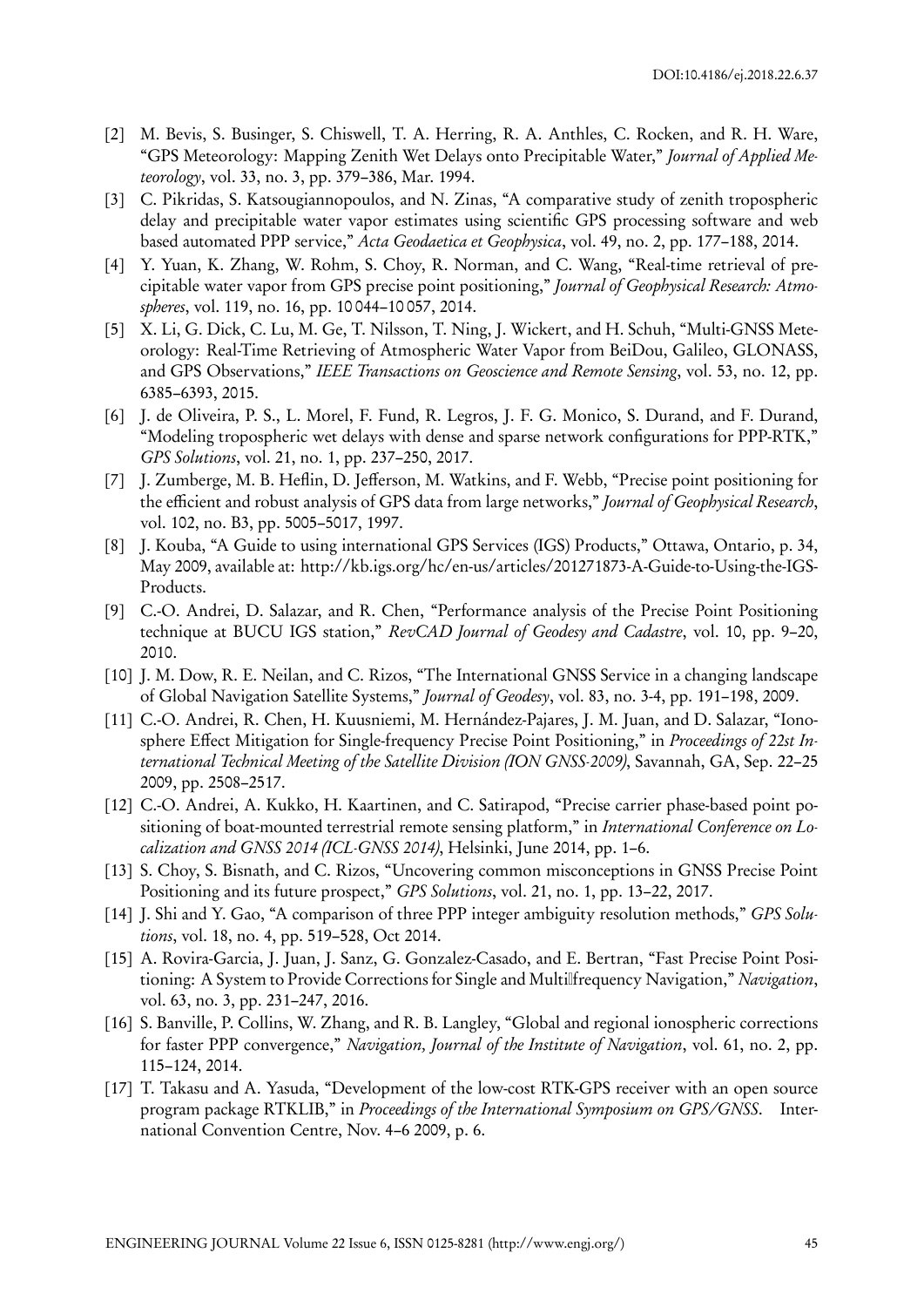[2] M. Bevis, S. Businger, S. Chiswell, T. A. Herring, R. A. Anthles, C. Rocken, and R. H. Ware, "GPS Meteorology: Mapping Zenith Wet Delays onto Precipitable Water," *Journal of Applied Meteorology*, vol. 33, no. 3, pp. 379–386, Mar. 1994.

[3] C. Pikridas, S. Katsougiannopoulos, and N. Zinas, "A comparative study of zenith tropospheric delay and precipitable water vapor estimates using scientific GPS processing software and web based automated PPP service," *Acta Geodaetica et Geophysica*, vol. 49, no. 2, pp. 177–188, 2014.

[4] Y. Yuan, K. Zhang, W. Rohm, S. Choy, R. Norman, and C. Wang, "Real-time retrieval of precipitable water vapor from GPS precise point positioning," *Journal of Geophysical Research: Atmospheres*, vol. 119, no. 16, pp. 10 044–10 057, 2014.

[5] X. Li, G. Dick, C. Lu, M. Ge, T. Nilsson, T. Ning, J. Wickert, and H. Schuh, "Multi-GNSS Meteorology: Real-Time Retrieving of Atmospheric Water Vapor from BeiDou, Galileo, GLONASS, and GPS Observations," *IEEE Transactions on Geoscience and Remote Sensing*, vol. 53, no. 12, pp. 6385–6393, 2015.

[6] J. de Oliveira, P. S., L. Morel, F. Fund, R. Legros, J. F. G. Monico, S. Durand, and F. Durand, "Modeling tropospheric wet delays with dense and sparse network configurations for PPP-RTK," *GPS Solutions*, vol. 21, no. 1, pp. 237–250, 2017.

[7] J. Zumberge, M. B. Heflin, D. Jefferson, M. Watkins, and F. Webb, "Precise point positioning for the efficient and robust analysis of GPS data from large networks," *Journal of Geophysical Research*, vol. 102, no. B3, pp. 5005–5017, 1997.

[8] J. Kouba, "A Guide to using international GPS Services (IGS) Products," Ottawa, Ontario, p. 34, May 2009, available at: http://kb.igs.org/hc/en-us/articles/201271873-A-Guide-to-Using-the-IGS-Products.

[9] C.-O. Andrei, D. Salazar, and R. Chen, "Performance analysis of the Precise Point Positioning technique at BUCU IGS station," *RevCAD Journal of Geodesy and Cadastre*, vol. 10, pp. 9–20, 2010.

[10] J. M. Dow, R. E. Neilan, and C. Rizos, "The International GNSS Service in a changing landscape of Global Navigation Satellite Systems," *Journal of Geodesy*, vol. 83, no. 3-4, pp. 191–198, 2009.

[11] C.-O. Andrei, R. Chen, H. Kuusniemi, M. Hernández-Pajares, J. M. Juan, and D. Salazar, "Ionosphere Effect Mitigation for Single-frequency Precise Point Positioning," in *Proceedings of 22st International Technical Meeting of the Satellite Division (ION GNSS-2009)*, Savannah, GA, Sep. 22–25 2009, pp. 2508–2517.

[12] C.-O. Andrei, A. Kukko, H. Kaartinen, and C. Satirapod, "Precise carrier phase-based point positioning of boat-mounted terrestrial remote sensing platform," in *International Conference on Localization and GNSS 2014 (ICL-GNSS 2014)*, Helsinki, June 2014, pp. 1–6.

[13] S. Choy, S. Bisnath, and C. Rizos, "Uncovering common misconceptions in GNSS Precise Point Positioning and its future prospect," *GPS Solutions*, vol. 21, no. 1, pp. 13–22, 2017.

[14] J. Shi and Y. Gao, "A comparison of three PPP integer ambiguity resolution methods," *GPS Solutions*, vol. 18, no. 4, pp. 519–528, Oct 2014.

[15] A. Rovira-Garcia, J. Juan, J. Sanz, G. Gonzalez-Casado, and E. Bertran, "Fast Precise Point Positioning: A System to Provide Corrections for Single and Multi‐frequency Navigation," *Navigation*, vol. 63, no. 3, pp. 231–247, 2016.

[16] S. Banville, P. Collins, W. Zhang, and R. B. Langley, "Global and regional ionospheric corrections for faster PPP convergence," *Navigation, Journal of the Institute of Navigation*, vol. 61, no. 2, pp. 115–124, 2014.

[17] T. Takasu and A. Yasuda, "Development of the low-cost RTK-GPS receiver with an open source program package RTKLIB," in *Proceedings of the International Symposium on GPS/GNSS*. International Convention Centre, Nov. 4–6 2009, p. 6.